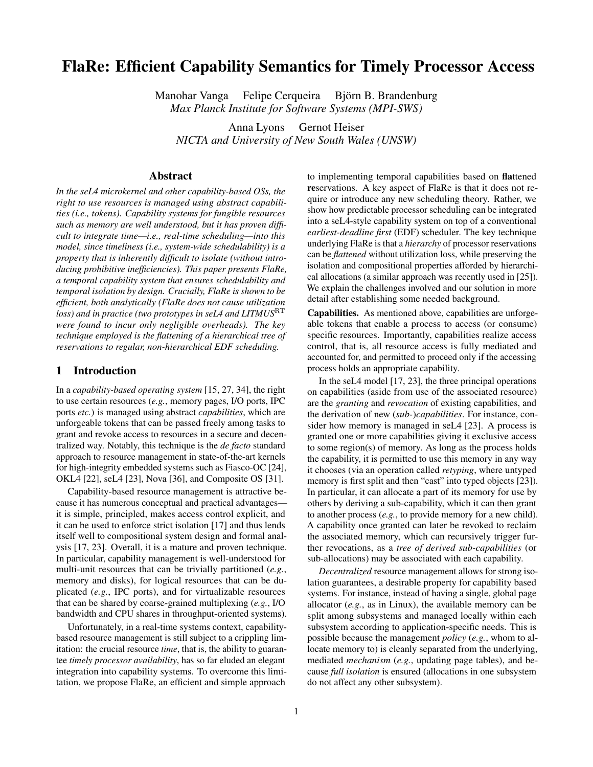# FlaRe: Efficient Capability Semantics for Timely Processor Access

Manohar Vanga Felipe Cerqueira Björn B. Brandenburg
*Max Planck Institute for Software Systems (MPI-SWS)*

Anna Lyons Gernot Heiser
*NICTA and University of New South Wales (UNSW)*

## Abstract

*In the seL4 microkernel and other capability-based OSs, the right to use resources is managed using abstract capabilities (i.e., tokens). Capability systems for fungible resources such as memory are well understood, but it has proven difficult to integrate time—i.e., real-time scheduling—into this model, since timeliness (i.e., system-wide schedulability) is a property that is inherently difficult to isolate (without introducing prohibitive inefficiencies). This paper presents FlaRe, a temporal capability system that ensures schedulability and temporal isolation by design. Crucially, FlaRe is shown to be efficient, both analytically (FlaRe does not cause utilization loss) and in practice (two prototypes in seL4 and LITMUS$^{\mathrm{RT}}$ were found to incur only negligible overheads). The key technique employed is the flattening of a hierarchical tree of reservations to regular, non-hierarchical EDF scheduling.*

## 1 Introduction

In a *capability-based operating system* [15, 27, 34], the right to use certain resources (*e.g.*, memory pages, I/O ports, IPC ports *etc.*) is managed using abstract *capabilities*, which are unforgeable tokens that can be passed freely among tasks to grant and revoke access to resources in a secure and decentralized way. Notably, this technique is the *de facto* standard approach to resource management in state-of-the-art kernels for high-integrity embedded systems such as Fiasco-OC [24], OKL4 [22], seL4 [23], Nova [36], and Composite OS [31].

Capability-based resource management is attractive because it has numerous conceptual and practical advantages—it is simple, principled, makes access control explicit, and it can be used to enforce strict isolation [17] and thus lends itself well to compositional system design and formal analysis [17, 23]. Overall, it is a mature and proven technique. In particular, capability management is well-understood for multi-unit resources that can be trivially partitioned (*e.g.*, memory and disks), for logical resources that can be duplicated (*e.g.*, IPC ports), and for virtualizable resources that can be shared by coarse-grained multiplexing (*e.g.*, I/O bandwidth and CPU shares in throughput-oriented systems).

Unfortunately, in a real-time systems context, capability-based resource management is still subject to a crippling limitation: the crucial resource *time*, that is, the ability to guarantee *timely processor availability*, has so far eluded an elegant integration into capability systems. To overcome this limitation, we propose FlaRe, an efficient and simple approach to implementing temporal capabilities based on **fla**ttened **re**servations. A key aspect of FlaRe is that it does not require or introduce any new scheduling theory. Rather, we show how predictable processor scheduling can be integrated into a seL4-style capability system on top of a conventional *earliest-deadline first* (EDF) scheduler. The key technique underlying FlaRe is that a *hierarchy* of processor reservations can be *flattened* without utilization loss, while preserving the isolation and compositional properties afforded by hierarchical allocations (a similar approach was recently used in [25]). We explain the challenges involved and our solution in more detail after establishing some needed background.

**Capabilities.** As mentioned above, capabilities are unforgeable tokens that enable a process to access (or consume) specific resources. Importantly, capabilities realize access control, that is, all resource access is fully mediated and accounted for, and permitted to proceed only if the accessing process holds an appropriate capability.

In the seL4 model [17, 23], the three principal operations on capabilities (aside from use of the associated resource) are the *granting* and *revocation* of existing capabilities, and the derivation of new (*sub-*)*capabilities*. For instance, consider how memory is managed in seL4 [23]. A process is granted one or more capabilities giving it exclusive access to some region(s) of memory. As long as the process holds the capability, it is permitted to use this memory in any way it chooses (via an operation called *retyping*, where untyped memory is first split and then "cast" into typed objects [23]). In particular, it can allocate a part of its memory for use by others by deriving a sub-capability, which it can then grant to another process (*e.g.*, to provide memory for a new child). A capability once granted can later be revoked to reclaim the associated memory, which can recursively trigger further revocations, as a *tree of derived sub-capabilities* (or sub-allocations) may be associated with each capability.

*Decentralized* resource management allows for strong isolation guarantees, a desirable property for capability based systems. For instance, instead of having a single, global page allocator (*e.g.*, as in Linux), the available memory can be split among subsystems and managed locally within each subsystem according to application-specific needs. This is possible because the management *policy* (*e.g.*, whom to allocate memory to) is cleanly separated from the underlying, mediated *mechanism* (*e.g.*, updating page tables), and because *full isolation* is ensured (allocations in one subsystem do not affect any other subsystem).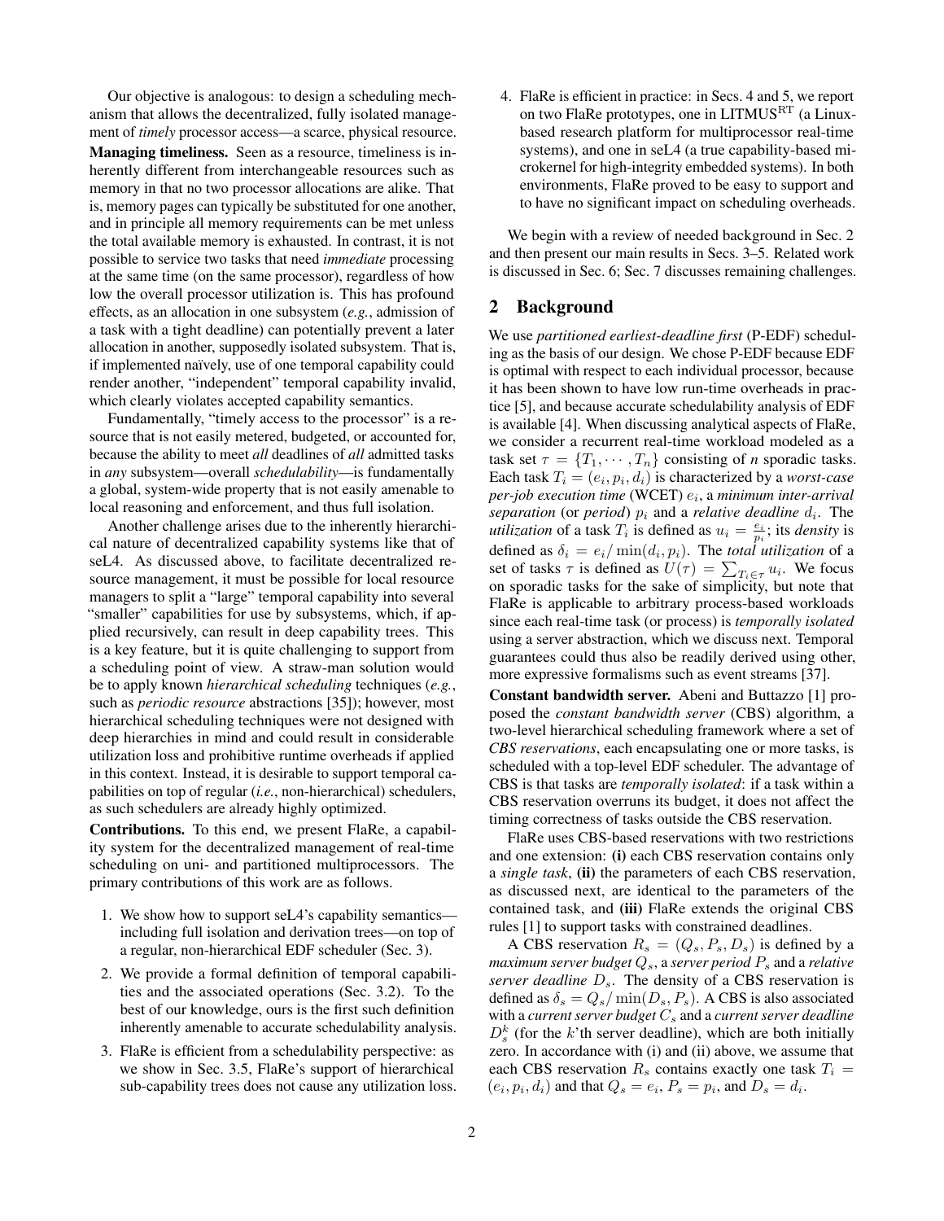Our objective is analogous: to design a scheduling mechanism that allows the decentralized, fully isolated management of *timely* processor access—a scarce, physical resource.

**Managing timeliness.** Seen as a resource, timeliness is inherently different from interchangeable resources such as memory in that no two processor allocations are alike. That is, memory pages can typically be substituted for one another, and in principle all memory requirements can be met unless the total available memory is exhausted. In contrast, it is not possible to service two tasks that need *immediate* processing at the same time (on the same processor), regardless of how low the overall processor utilization is. This has profound effects, as an allocation in one subsystem (*e.g.*, admission of a task with a tight deadline) can potentially prevent a later allocation in another, supposedly isolated subsystem. That is, if implemented naïvely, use of one temporal capability could render another, "independent" temporal capability invalid, which clearly violates accepted capability semantics.

Fundamentally, "timely access to the processor" is a resource that is not easily metered, budgeted, or accounted for, because the ability to meet *all* deadlines of *all* admitted tasks in *any* subsystem—overall *schedulability*—is fundamentally a global, system-wide property that is not easily amenable to local reasoning and enforcement, and thus full isolation.

Another challenge arises due to the inherently hierarchical nature of decentralized capability systems like that of seL4. As discussed above, to facilitate decentralized resource management, it must be possible for local resource managers to split a "large" temporal capability into several "smaller" capabilities for use by subsystems, which, if applied recursively, can result in deep capability trees. This is a key feature, but it is quite challenging to support from a scheduling point of view. A straw-man solution would be to apply known *hierarchical scheduling* techniques (*e.g.*, such as *periodic resource* abstractions [35]); however, most hierarchical scheduling techniques were not designed with deep hierarchies in mind and could result in considerable utilization loss and prohibitive runtime overheads if applied in this context. Instead, it is desirable to support temporal capabilities on top of regular (*i.e.*, non-hierarchical) schedulers, as such schedulers are already highly optimized.

**Contributions.** To this end, we present FlaRe, a capability system for the decentralized management of real-time scheduling on uni- and partitioned multiprocessors. The primary contributions of this work are as follows.

1. We show how to support seL4's capability semantics—including full isolation and derivation trees—on top of a regular, non-hierarchical EDF scheduler (Sec. 3).
2. We provide a formal definition of temporal capabilities and the associated operations (Sec. 3.2). To the best of our knowledge, ours is the first such definition inherently amenable to accurate schedulability analysis.
3. FlaRe is efficient from a schedulability perspective: as we show in Sec. 3.5, FlaRe's support of hierarchical sub-capability trees does not cause any utilization loss.
4. FlaRe is efficient in practice: in Secs. 4 and 5, we report on two FlaRe prototypes, one in LITMUS$^{\text{RT}}$ (a Linux-based research platform for multiprocessor real-time systems), and one in seL4 (a true capability-based microkernel for high-integrity embedded systems). In both environments, FlaRe proved to be easy to support and to have no significant impact on scheduling overheads.

We begin with a review of needed background in Sec. 2 and then present our main results in Secs. 3–5. Related work is discussed in Sec. 6; Sec. 7 discusses remaining challenges.

## 2 Background

We use *partitioned earliest-deadline first* (P-EDF) scheduling as the basis of our design. We chose P-EDF because EDF is optimal with respect to each individual processor, because it has been shown to have low run-time overheads in practice [5], and because accurate schedulability analysis of EDF is available [4]. When discussing analytical aspects of FlaRe, we consider a recurrent real-time workload modeled as a task set $\tau = \{T_1, \cdots, T_n\}$ consisting of *n* sporadic tasks. Each task $T_i = (e_i, p_i, d_i)$ is characterized by a *worst-case per-job execution time* (WCET) $e_i$, a *minimum inter-arrival separation* (or *period*) $p_i$ and a *relative deadline* $d_i$. The *utilization* of a task $T_i$ is defined as $u_i = \frac{e_i}{p_i}$; its *density* is defined as $\delta_i = e_i / \min(d_i, p_i)$. The *total utilization* of a set of tasks $\tau$ is defined as $U(\tau) = \sum_{T_i \in \tau} u_i$. We focus on sporadic tasks for the sake of simplicity, but note that FlaRe is applicable to arbitrary process-based workloads since each real-time task (or process) is *temporally isolated* using a server abstraction, which we discuss next. Temporal guarantees could thus also be readily derived using other, more expressive formalisms such as event streams [37].

**Constant bandwidth server.** Abeni and Buttazzo [1] proposed the *constant bandwidth server* (CBS) algorithm, a two-level hierarchical scheduling framework where a set of *CBS reservations*, each encapsulating one or more tasks, is scheduled with a top-level EDF scheduler. The advantage of CBS is that tasks are *temporally isolated*: if a task within a CBS reservation overruns its budget, it does not affect the timing correctness of tasks outside the CBS reservation.

FlaRe uses CBS-based reservations with two restrictions and one extension: **(i)** each CBS reservation contains only a *single task*, **(ii)** the parameters of each CBS reservation, as discussed next, are identical to the parameters of the contained task, and **(iii)** FlaRe extends the original CBS rules [1] to support tasks with constrained deadlines.

A CBS reservation $R_s = (Q_s, P_s, D_s)$ is defined by a *maximum server budget* $Q_s$, a *server period* $P_s$ and a *relative server deadline* $D_s$. The density of a CBS reservation is defined as $\delta_s = Q_s / \min(D_s, P_s)$. A CBS is also associated with a *current server budget* $C_s$ and a *current server deadline* $D_s^k$ (for the $k$'th server deadline), which are both initially zero. In accordance with (i) and (ii) above, we assume that each CBS reservation $R_s$ contains exactly one task $T_i = (e_i, p_i, d_i)$ and that $Q_s = e_i$, $P_s = p_i$, and $D_s = d_i$.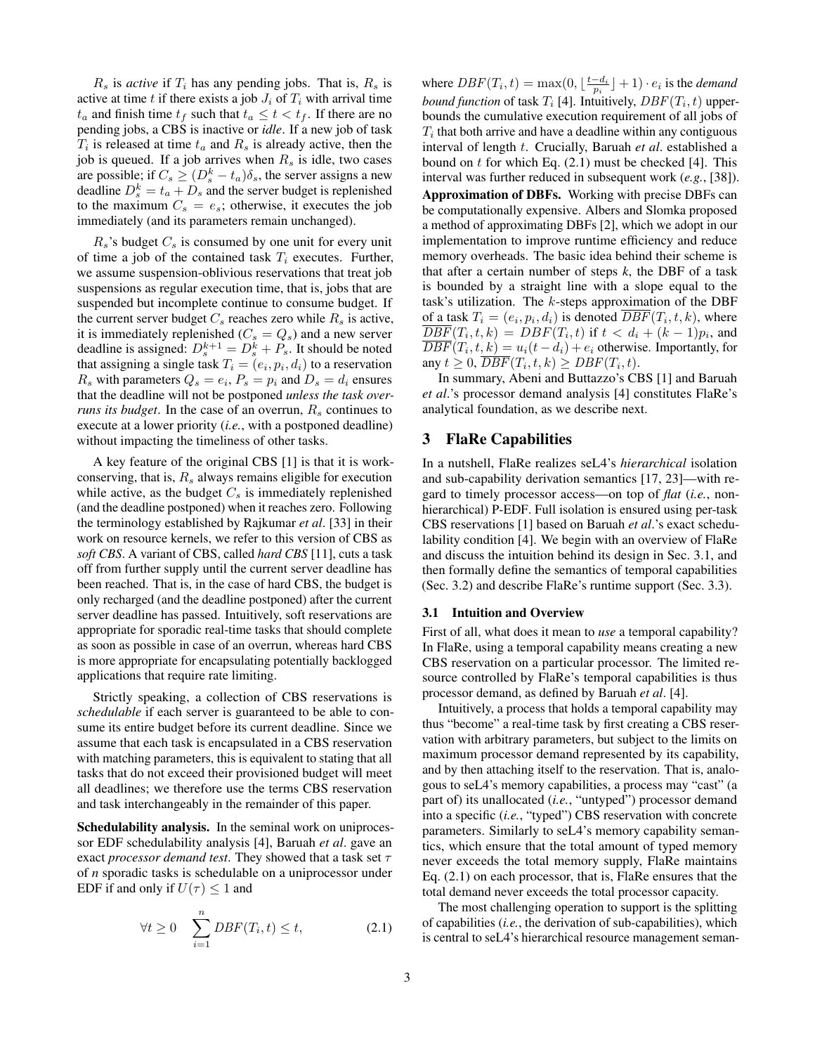$R_s$ is *active* if $T_i$ has any pending jobs. That is, $R_s$ is active at time $t$ if there exists a job $J_i$ of $T_i$ with arrival time $t_a$ and finish time $t_f$ such that $t_a \leq t < t_f$. If there are no pending jobs, a CBS is inactive or *idle*. If a new job of task $T_i$ is released at time $t_a$ and $R_s$ is already active, then the job is queued. If a job arrives when $R_s$ is idle, two cases are possible; if $C_s \geq (D_s^k - t_a)\delta_s$, the server assigns a new deadline $D_s^k = t_a + D_s$ and the server budget is replenished to the maximum $C_s = e_s$; otherwise, it executes the job immediately (and its parameters remain unchanged).

$R_s$'s budget $C_s$ is consumed by one unit for every unit of time a job of the contained task $T_i$ executes. Further, we assume suspension-oblivious reservations that treat job suspensions as regular execution time, that is, jobs that are suspended but incomplete continue to consume budget. If the current server budget $C_s$ reaches zero while $R_s$ is active, it is immediately replenished ($C_s = Q_s$) and a new server deadline is assigned: $D_s^{k+1} = D_s^k + P_s$. It should be noted that assigning a single task $T_i = (e_i, p_i, d_i)$ to a reservation $R_s$ with parameters $Q_s = e_i$, $P_s = p_i$ and $D_s = d_i$ ensures that the deadline will not be postponed *unless the task overruns its budget*. In the case of an overrun, $R_s$ continues to execute at a lower priority (*i.e.*, with a postponed deadline) without impacting the timeliness of other tasks.

A key feature of the original CBS [1] is that it is work-conserving, that is, $R_s$ always remains eligible for execution while active, as the budget $C_s$ is immediately replenished (and the deadline postponed) when it reaches zero. Following the terminology established by Rajkumar *et al*. [33] in their work on resource kernels, we refer to this version of CBS as *soft CBS*. A variant of CBS, called *hard CBS* [11], cuts a task off from further supply until the current server deadline has been reached. That is, in the case of hard CBS, the budget is only recharged (and the deadline postponed) after the current server deadline has passed. Intuitively, soft reservations are appropriate for sporadic real-time tasks that should complete as soon as possible in case of an overrun, whereas hard CBS is more appropriate for encapsulating potentially backlogged applications that require rate limiting.

Strictly speaking, a collection of CBS reservations is *schedulable* if each server is guaranteed to be able to consume its entire budget before its current deadline. Since we assume that each task is encapsulated in a CBS reservation with matching parameters, this is equivalent to stating that all tasks that do not exceed their provisioned budget will meet all deadlines; we therefore use the terms CBS reservation and task interchangeably in the remainder of this paper.

**Schedulability analysis.** In the seminal work on uniprocessor EDF schedulability analysis [4], Baruah *et al*. gave an exact *processor demand test*. They showed that a task set $\tau$ of *n* sporadic tasks is schedulable on a uniprocessor under EDF if and only if $U(\tau) \leq 1$ and

$$\forall t \geq 0 \quad \sum_{i=1}^{n} DBF(T_i, t) \leq t, \tag{2.1}$$

where $DBF(T_i, t) = \max(0, \lfloor \frac{t-d_i}{p_i} \rfloor + 1) \cdot e_i$ is the *demand bound function* of task $T_i$ [4]. Intuitively, $DBF(T_i, t)$ upper-bounds the cumulative execution requirement of all jobs of $T_i$ that both arrive and have a deadline within any contiguous interval of length $t$. Crucially, Baruah *et al*. established a bound on $t$ for which Eq. (2.1) must be checked [4]. This interval was further reduced in subsequent work (*e.g.*, [38]).

**Approximation of DBFs.** Working with precise DBFs can be computationally expensive. Albers and Slomka proposed a method of approximating DBFs [2], which we adopt in our implementation to improve runtime efficiency and reduce memory overheads. The basic idea behind their scheme is that after a certain number of steps *k*, the DBF of a task is bounded by a straight line with a slope equal to the task's utilization. The $k$-steps approximation of the DBF of a task $T_i = (e_i, p_i, d_i)$ is denoted $\overline{DBF}(T_i, t, k)$, where $\overline{DBF}(T_i, t, k) = DBF(T_i, t)$ if $t < d_i + (k-1)p_i$, and $\overline{DBF}(T_i, t, k) = u_i(t - d_i) + e_i$ otherwise. Importantly, for any $t \geq 0$, $\overline{DBF}(T_i, t, k) \geq DBF(T_i, t)$.

In summary, Abeni and Buttazzo's CBS [1] and Baruah *et al*.'s processor demand analysis [4] constitutes FlaRe's analytical foundation, as we describe next.

## 3 FlaRe Capabilities

In a nutshell, FlaRe realizes seL4's *hierarchical* isolation and sub-capability derivation semantics [17, 23]—with regard to timely processor access—on top of *flat* (*i.e.*, non-hierarchical) P-EDF. Full isolation is ensured using per-task CBS reservations [1] based on Baruah *et al*.'s exact schedulability condition [4]. We begin with an overview of FlaRe and discuss the intuition behind its design in Sec. 3.1, and then formally define the semantics of temporal capabilities (Sec. 3.2) and describe FlaRe's runtime support (Sec. 3.3).

### 3.1 Intuition and Overview

First of all, what does it mean to *use* a temporal capability? In FlaRe, using a temporal capability means creating a new CBS reservation on a particular processor. The limited resource controlled by FlaRe's temporal capabilities is thus processor demand, as defined by Baruah *et al*. [4].

Intuitively, a process that holds a temporal capability may thus "become" a real-time task by first creating a CBS reservation with arbitrary parameters, but subject to the limits on maximum processor demand represented by its capability, and by then attaching itself to the reservation. That is, analogous to seL4's memory capabilities, a process may "cast" (a part of) its unallocated (*i.e.*, "untyped") processor demand into a specific (*i.e.*, "typed") CBS reservation with concrete parameters. Similarly to seL4's memory capability semantics, which ensure that the total amount of typed memory never exceeds the total memory supply, FlaRe maintains Eq. (2.1) on each processor, that is, FlaRe ensures that the total demand never exceeds the total processor capacity.

The most challenging operation to support is the splitting of capabilities (*i.e.*, the derivation of sub-capabilities), which is central to seL4's hierarchical resource management seman-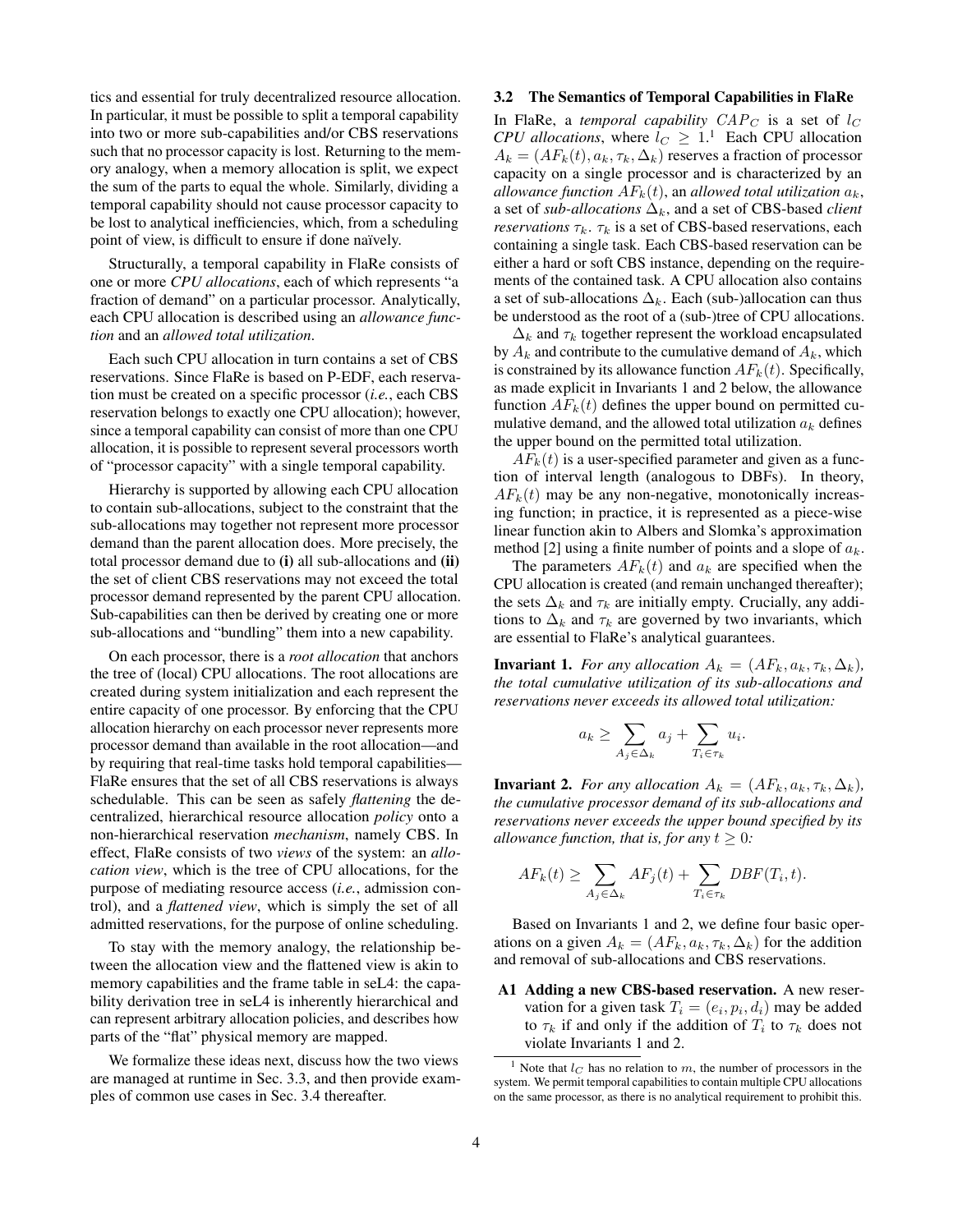tics and essential for truly decentralized resource allocation. In particular, it must be possible to split a temporal capability into two or more sub-capabilities and/or CBS reservations such that no processor capacity is lost. Returning to the memory analogy, when a memory allocation is split, we expect the sum of the parts to equal the whole. Similarly, dividing a temporal capability should not cause processor capacity to be lost to analytical inefficiencies, which, from a scheduling point of view, is difficult to ensure if done naïvely.

Structurally, a temporal capability in FlaRe consists of one or more *CPU allocations*, each of which represents "a fraction of demand" on a particular processor. Analytically, each CPU allocation is described using an *allowance function* and an *allowed total utilization*.

Each such CPU allocation in turn contains a set of CBS reservations. Since FlaRe is based on P-EDF, each reservation must be created on a specific processor (*i.e.*, each CBS reservation belongs to exactly one CPU allocation); however, since a temporal capability can consist of more than one CPU allocation, it is possible to represent several processors worth of "processor capacity" with a single temporal capability.

Hierarchy is supported by allowing each CPU allocation to contain sub-allocations, subject to the constraint that the sub-allocations may together not represent more processor demand than the parent allocation does. More precisely, the total processor demand due to **(i)** all sub-allocations and **(ii)** the set of client CBS reservations may not exceed the total processor demand represented by the parent CPU allocation. Sub-capabilities can then be derived by creating one or more sub-allocations and "bundling" them into a new capability.

On each processor, there is a *root allocation* that anchors the tree of (local) CPU allocations. The root allocations are created during system initialization and each represent the entire capacity of one processor. By enforcing that the CPU allocation hierarchy on each processor never represents more processor demand than available in the root allocation—and by requiring that real-time tasks hold temporal capabilities—FlaRe ensures that the set of all CBS reservations is always schedulable. This can be seen as safely *flattening* the decentralized, hierarchical resource allocation *policy* onto a non-hierarchical reservation *mechanism*, namely CBS. In effect, FlaRe consists of two *views* of the system: an *allocation view*, which is the tree of CPU allocations, for the purpose of mediating resource access (*i.e.*, admission control), and a *flattened view*, which is simply the set of all admitted reservations, for the purpose of online scheduling.

To stay with the memory analogy, the relationship between the allocation view and the flattened view is akin to memory capabilities and the frame table in seL4: the capability derivation tree in seL4 is inherently hierarchical and can represent arbitrary allocation policies, and describes how parts of the "flat" physical memory are mapped.

We formalize these ideas next, discuss how the two views are managed at runtime in Sec. 3.3, and then provide examples of common use cases in Sec. 3.4 thereafter.

### 3.2 The Semantics of Temporal Capabilities in FlaRe

In FlaRe, a *temporal capability* $CAP_C$ is a set of $l_C$ *CPU allocations*, where $l_C \geq 1$.[1] Each CPU allocation $A_k = (AF_k(t), a_k, \tau_k, \Delta_k)$ reserves a fraction of processor capacity on a single processor and is characterized by an *allowance function* $AF_k(t)$, an *allowed total utilization* $a_k$, a set of *sub-allocations* $\Delta_k$, and a set of CBS-based *client reservations* $\tau_k$. $\tau_k$ is a set of CBS-based reservations, each containing a single task. Each CBS-based reservation can be either a hard or soft CBS instance, depending on the requirements of the contained task. A CPU allocation also contains a set of sub-allocations $\Delta_k$. Each (sub-)allocation can thus be understood as the root of a (sub-)tree of CPU allocations.

$\Delta_k$ and $\tau_k$ together represent the workload encapsulated by $A_k$ and contribute to the cumulative demand of $A_k$, which is constrained by its allowance function $AF_k(t)$. Specifically, as made explicit in Invariants 1 and 2 below, the allowance function $AF_k(t)$ defines the upper bound on permitted cumulative demand, and the allowed total utilization $a_k$ defines the upper bound on the permitted total utilization.

$AF_k(t)$ is a user-specified parameter and given as a function of interval length (analogous to DBFs). In theory, $AF_k(t)$ may be any non-negative, monotonically increasing function; in practice, it is represented as a piece-wise linear function akin to Albers and Slomka's approximation method [2] using a finite number of points and a slope of $a_k$.

The parameters $AF_k(t)$ and $a_k$ are specified when the CPU allocation is created (and remain unchanged thereafter); the sets $\Delta_k$ and $\tau_k$ are initially empty. Crucially, any additions to $\Delta_k$ and $\tau_k$ are governed by two invariants, which are essential to FlaRe's analytical guarantees.

**Invariant 1.** *For any allocation $A_k = (AF_k, a_k, \tau_k, \Delta_k)$, the total cumulative utilization of its sub-allocations and reservations never exceeds its allowed total utilization:*

$$a_k \geq \sum_{A_j \in \Delta_k} a_j + \sum_{T_i \in \tau_k} u_i.$$

**Invariant 2.** *For any allocation $A_k = (AF_k, a_k, \tau_k, \Delta_k)$, the cumulative processor demand of its sub-allocations and reservations never exceeds the upper bound specified by its allowance function, that is, for any $t \geq 0$:*

$$AF_k(t) \geq \sum_{A_j \in \Delta_k} AF_j(t) + \sum_{T_i \in \tau_k} DBF(T_i, t).$$

Based on Invariants 1 and 2, we define four basic operations on a given $A_k = (AF_k, a_k, \tau_k, \Delta_k)$ for the addition and removal of sub-allocations and CBS reservations.

**A1 Adding a new CBS-based reservation.** A new reservation for a given task $T_i = (e_i, p_i, d_i)$ may be added to $\tau_k$ if and only if the addition of $T_i$ to $\tau_k$ does not violate Invariants 1 and 2.

[1] Note that $l_C$ has no relation to $m$, the number of processors in the system. We permit temporal capabilities to contain multiple CPU allocations on the same processor, as there is no analytical requirement to prohibit this.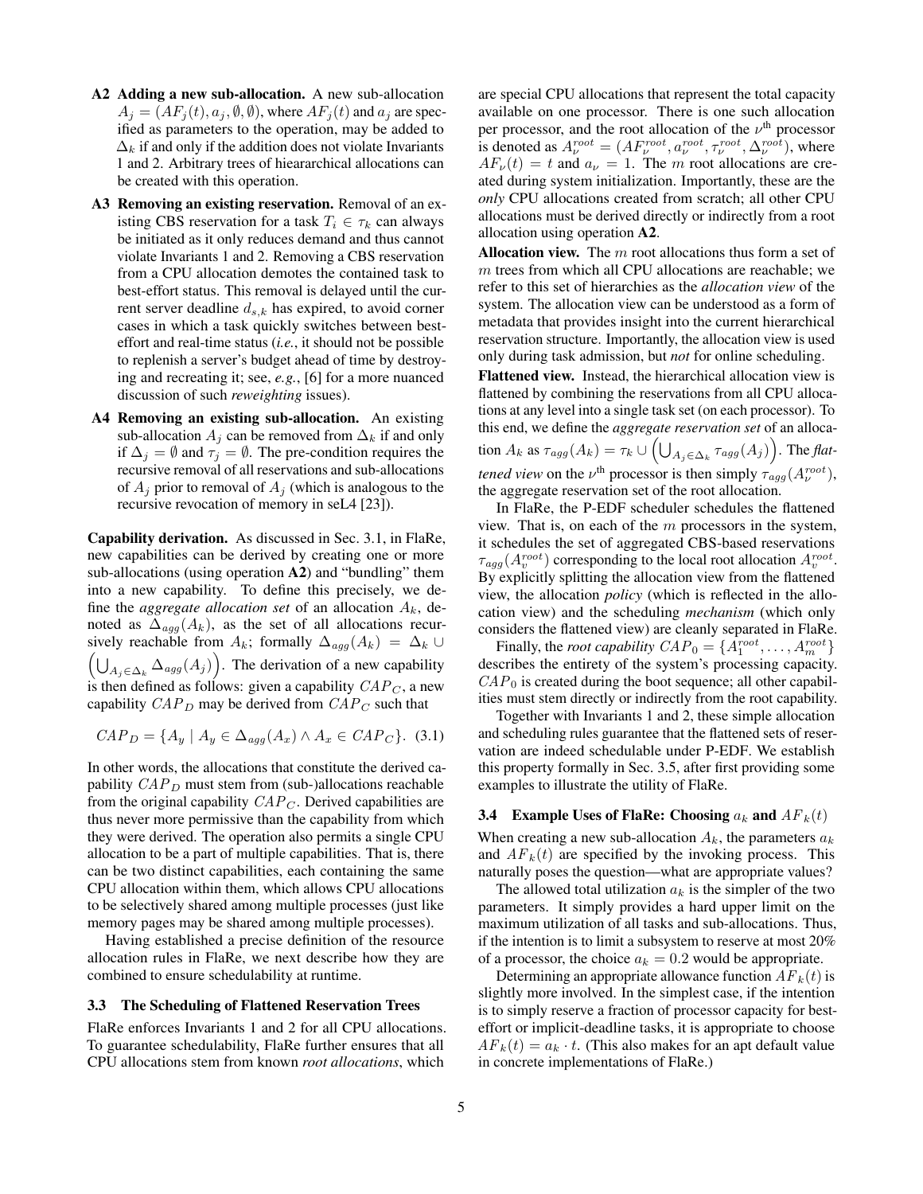- **A2 Adding a new sub-allocation.** A new sub-allocation $A_j = (AF_j(t), a_j, \emptyset, \emptyset)$, where $AF_j(t)$ and $a_j$ are specified as parameters to the operation, may be added to $\Delta_k$ if and only if the addition does not violate Invariants 1 and 2. Arbitrary trees of hieararchical allocations can be created with this operation.
- **A3 Removing an existing reservation.** Removal of an existing CBS reservation for a task $T_i \in \tau_k$ can always be initiated as it only reduces demand and thus cannot violate Invariants 1 and 2. Removing a CBS reservation from a CPU allocation demotes the contained task to best-effort status. This removal is delayed until the current server deadline $d_{s,k}$ has expired, to avoid corner cases in which a task quickly switches between best-effort and real-time status (*i.e.*, it should not be possible to replenish a server's budget ahead of time by destroying and recreating it; see, *e.g.*, [6] for a more nuanced discussion of such *reweighting* issues).
- **A4 Removing an existing sub-allocation.** An existing sub-allocation $A_j$ can be removed from $\Delta_k$ if and only if $\Delta_j = \emptyset$ and $\tau_j = \emptyset$. The pre-condition requires the recursive removal of all reservations and sub-allocations of $A_j$ prior to removal of $A_j$ (which is analogous to the recursive revocation of memory in seL4 [23]).

**Capability derivation.** As discussed in Sec. 3.1, in FlaRe, new capabilities can be derived by creating one or more sub-allocations (using operation **A2**) and "bundling" them into a new capability. To define this precisely, we define the *aggregate allocation set* of an allocation $A_k$, denoted as $\Delta_{agg}(A_k)$, as the set of all allocations recursively reachable from $A_k$; formally $\Delta_{agg}(A_k) = \Delta_k \cup \left(\bigcup_{A_j \in \Delta_k} \Delta_{agg}(A_j)\right)$. The derivation of a new capability is then defined as follows: given a capability $CAP_C$, a new capability $CAP_D$ may be derived from $CAP_C$ such that

$$CAP_D = \{A_y \mid A_y \in \Delta_{agg}(A_x) \wedge A_x \in CAP_C\}. \quad (3.1)$$

In other words, the allocations that constitute the derived capability $CAP_D$ must stem from (sub-)allocations reachable from the original capability $CAP_C$. Derived capabilities are thus never more permissive than the capability from which they were derived. The operation also permits a single CPU allocation to be a part of multiple capabilities. That is, there can be two distinct capabilities, each containing the same CPU allocation within them, which allows CPU allocations to be selectively shared among multiple processes (just like memory pages may be shared among multiple processes).

Having established a precise definition of the resource allocation rules in FlaRe, we next describe how they are combined to ensure schedulability at runtime.

### 3.3 The Scheduling of Flattened Reservation Trees

FlaRe enforces Invariants 1 and 2 for all CPU allocations. To guarantee schedulability, FlaRe further ensures that all CPU allocations stem from known *root allocations*, which are special CPU allocations that represent the total capacity available on one processor. There is one such allocation per processor, and the root allocation of the $\nu^{\text{th}}$ processor is denoted as $A_{\nu}^{root} = (AF_{\nu}^{root}, a_{\nu}^{root}, \tau_{\nu}^{root}, \Delta_{\nu}^{root})$, where $AF_{\nu}(t) = t$ and $a_{\nu} = 1$. The $m$ root allocations are created during system initialization. Importantly, these are the *only* CPU allocations created from scratch; all other CPU allocations must be derived directly or indirectly from a root allocation using operation **A2**.

**Allocation view.** The $m$ root allocations thus form a set of $m$ trees from which all CPU allocations are reachable; we refer to this set of hierarchies as the *allocation view* of the system. The allocation view can be understood as a form of metadata that provides insight into the current hierarchical reservation structure. Importantly, the allocation view is used only during task admission, but *not* for online scheduling.

**Flattened view.** Instead, the hierarchical allocation view is flattened by combining the reservations from all CPU allocations at any level into a single task set (on each processor). To this end, we define the *aggregate reservation set* of an allocation $A_k$ as $\tau_{agg}(A_k) = \tau_k \cup \left(\bigcup_{A_j \in \Delta_k} \tau_{agg}(A_j)\right)$. The *flattened view* on the $\nu^{\text{th}}$ processor is then simply $\tau_{agg}(A_{\nu}^{root})$, the aggregate reservation set of the root allocation.

In FlaRe, the P-EDF scheduler schedules the flattened view. That is, on each of the $m$ processors in the system, it schedules the set of aggregated CBS-based reservations $\tau_{agg}(A_v^{root})$ corresponding to the local root allocation $A_v^{root}$. By explicitly splitting the allocation view from the flattened view, the allocation *policy* (which is reflected in the allocation view) and the scheduling *mechanism* (which only considers the flattened view) are cleanly separated in FlaRe.

Finally, the *root capability* $CAP_0 = \{A_1^{root}, \ldots, A_m^{root}\}$ describes the entirety of the system's processing capacity. $CAP_0$ is created during the boot sequence; all other capabilities must stem directly or indirectly from the root capability.

Together with Invariants 1 and 2, these simple allocation and scheduling rules guarantee that the flattened sets of reservation are indeed schedulable under P-EDF. We establish this property formally in Sec. 3.5, after first providing some examples to illustrate the utility of FlaRe.

### 3.4 Example Uses of FlaRe: Choosing $a_k$ and $AF_k(t)$

When creating a new sub-allocation $A_k$, the parameters $a_k$ and $AF_k(t)$ are specified by the invoking process. This naturally poses the question—what are appropriate values?

The allowed total utilization $a_k$ is the simpler of the two parameters. It simply provides a hard upper limit on the maximum utilization of all tasks and sub-allocations. Thus, if the intention is to limit a subsystem to reserve at most 20% of a processor, the choice $a_k = 0.2$ would be appropriate.

Determining an appropriate allowance function $AF_k(t)$ is slightly more involved. In the simplest case, if the intention is to simply reserve a fraction of processor capacity for best-effort or implicit-deadline tasks, it is appropriate to choose $AF_k(t) = a_k \cdot t$. (This also makes for an apt default value in concrete implementations of FlaRe.)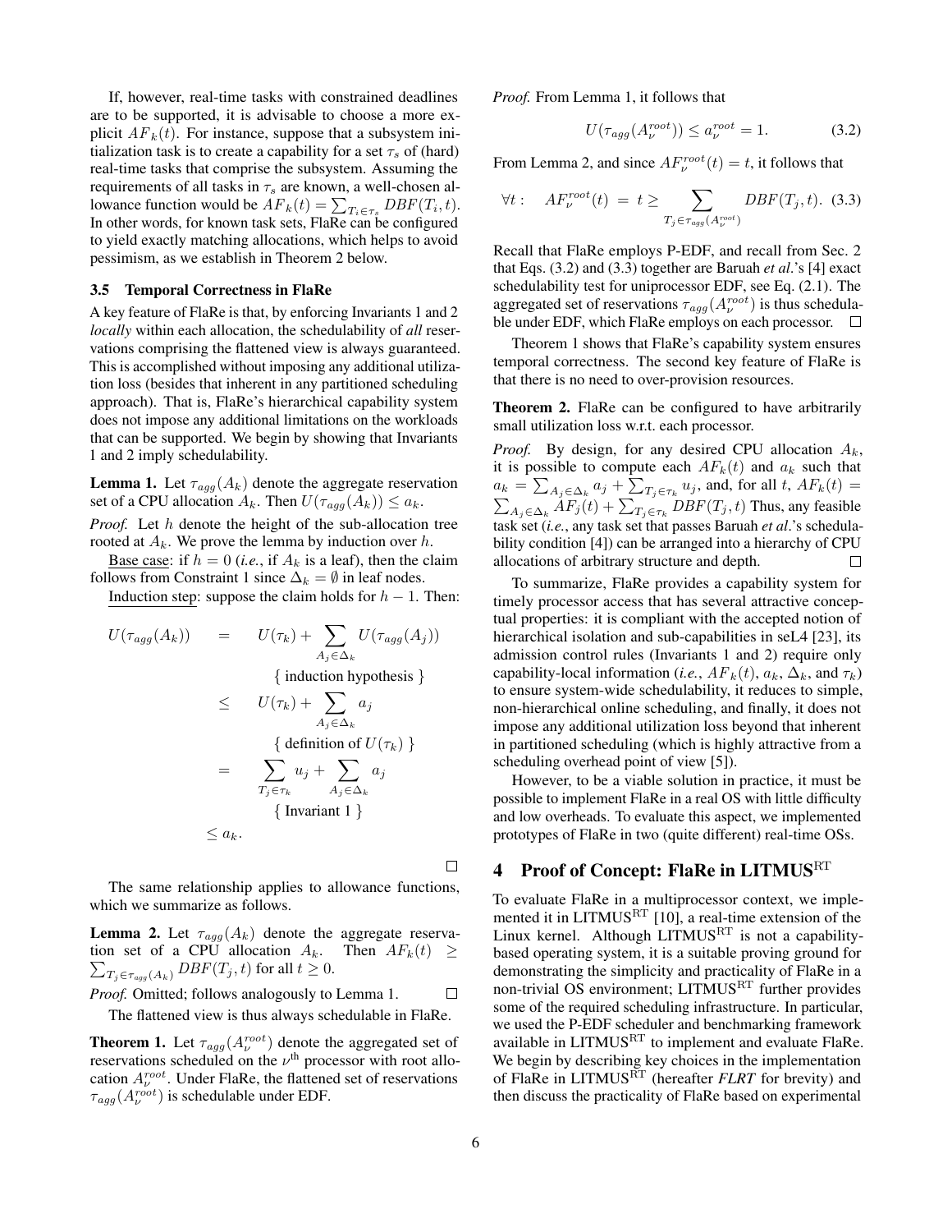If, however, real-time tasks with constrained deadlines are to be supported, it is advisable to choose a more explicit $AF_k(t)$. For instance, suppose that a subsystem initialization task is to create a capability for a set $\tau_s$ of (hard) real-time tasks that comprise the subsystem. Assuming the requirements of all tasks in $\tau_s$ are known, a well-chosen allowance function would be $AF_k(t) = \sum_{T_i \in \tau_s} DBF(T_i, t)$. In other words, for known task sets, FlaRe can be configured to yield exactly matching allocations, which helps to avoid pessimism, as we establish in Theorem 2 below.

### 3.5 Temporal Correctness in FlaRe

A key feature of FlaRe is that, by enforcing Invariants 1 and 2 *locally* within each allocation, the schedulability of *all* reservations comprising the flattened view is always guaranteed. This is accomplished without imposing any additional utilization loss (besides that inherent in any partitioned scheduling approach). That is, FlaRe's hierarchical capability system does not impose any additional limitations on the workloads that can be supported. We begin by showing that Invariants 1 and 2 imply schedulability.

**Lemma 1.** Let $\tau_{agg}(A_k)$ denote the aggregate reservation set of a CPU allocation $A_k$. Then $U(\tau_{agg}(A_k)) \leq a_k$.

*Proof.* Let $h$ denote the height of the sub-allocation tree rooted at $A_k$. We prove the lemma by induction over $h$.

Base case: if $h = 0$ (*i.e.*, if $A_k$ is a leaf), then the claim follows from Constraint 1 since $\Delta_k = \emptyset$ in leaf nodes.

Induction step: suppose the claim holds for $h - 1$. Then:

$$
\begin{aligned}
U(\tau_{agg}(A_k)) &= U(\tau_k) + \sum_{A_j \in \Delta_k} U(\tau_{agg}(A_j)) \\
&\qquad \{ \text{ induction hypothesis } \} \\
&\leq U(\tau_k) + \sum_{A_j \in \Delta_k} a_j \\
&\qquad \{ \text{ definition of } U(\tau_k) \} \\
&= \sum_{T_j \in \tau_k} u_j + \sum_{A_j \in \Delta_k} a_j \\
&\qquad \{ \text{ Invariant 1 } \} \\
&\leq a_k.
\end{aligned}
$$

□

The same relationship applies to allowance functions, which we summarize as follows.

**Lemma 2.** Let $\tau_{agg}(A_k)$ denote the aggregate reservation set of a CPU allocation $A_k$. Then $AF_k(t) \geq \sum_{T_j \in \tau_{agg}(A_k)} DBF(T_j, t)$ for all $t \geq 0$.

*Proof.* Omitted; follows analogously to Lemma 1. □

The flattened view is thus always schedulable in FlaRe.

**Theorem 1.** Let $\tau_{agg}(A_\nu^{root})$ denote the aggregated set of reservations scheduled on the $\nu^{\text{th}}$ processor with root allocation $A_\nu^{root}$. Under FlaRe, the flattened set of reservations $\tau_{agg}(A_\nu^{root})$ is schedulable under EDF.

*Proof.* From Lemma 1, it follows that

$$U(\tau_{agg}(A_\nu^{root})) \leq a_\nu^{root} = 1. \tag{3.2}$$

From Lemma 2, and since $AF_\nu^{root}(t) = t$, it follows that

$$\forall t: \quad AF_\nu^{root}(t) = t \geq \sum_{T_j \in \tau_{agg}(A_\nu^{root})} DBF(T_j, t). \tag{3.3}$$

Recall that FlaRe employs P-EDF, and recall from Sec. 2 that Eqs. (3.2) and (3.3) together are Baruah *et al.*'s [4] exact schedulability test for uniprocessor EDF, see Eq. (2.1). The aggregated set of reservations $\tau_{agg}(A_\nu^{root})$ is thus schedulable under EDF, which FlaRe employs on each processor. □

Theorem 1 shows that FlaRe's capability system ensures temporal correctness. The second key feature of FlaRe is that there is no need to over-provision resources.

**Theorem 2.** FlaRe can be configured to have arbitrarily small utilization loss w.r.t. each processor.

*Proof.* By design, for any desired CPU allocation $A_k$, it is possible to compute each $AF_k(t)$ and $a_k$ such that $a_k = \sum_{A_j \in \Delta_k} a_j + \sum_{T_j \in \tau_k} u_j$, and, for all $t$, $AF_k(t) = \sum_{A_j \in \Delta_k} AF_j(t) + \sum_{T_j \in \tau_k} DBF(T_j, t)$ Thus, any feasible task set (*i.e.*, any task set that passes Baruah *et al.*'s schedulability condition [4]) can be arranged into a hierarchy of CPU allocations of arbitrary structure and depth. □

To summarize, FlaRe provides a capability system for timely processor access that has several attractive conceptual properties: it is compliant with the accepted notion of hierarchical isolation and sub-capabilities in seL4 [23], its admission control rules (Invariants 1 and 2) require only capability-local information (*i.e.*, $AF_k(t)$, $a_k$, $\Delta_k$, and $\tau_k$) to ensure system-wide schedulability, it reduces to simple, non-hierarchical online scheduling, and finally, it does not impose any additional utilization loss beyond that inherent in partitioned scheduling (which is highly attractive from a scheduling overhead point of view [5]).

However, to be a viable solution in practice, it must be possible to implement FlaRe in a real OS with little difficulty and low overheads. To evaluate this aspect, we implemented prototypes of FlaRe in two (quite different) real-time OSs.

## 4 Proof of Concept: FlaRe in LITMUS$^{\text{RT}}$

To evaluate FlaRe in a multiprocessor context, we implemented it in LITMUS$^{\text{RT}}$ [10], a real-time extension of the Linux kernel. Although LITMUS$^{\text{RT}}$ is not a capability-based operating system, it is a suitable proving ground for demonstrating the simplicity and practicality of FlaRe in a non-trivial OS environment; LITMUS$^{\text{RT}}$ further provides some of the required scheduling infrastructure. In particular, we used the P-EDF scheduler and benchmarking framework available in LITMUS$^{\text{RT}}$ to implement and evaluate FlaRe. We begin by describing key choices in the implementation of FlaRe in LITMUS$^{\text{RT}}$ (hereafter *FLRT* for brevity) and then discuss the practicality of FlaRe based on experimental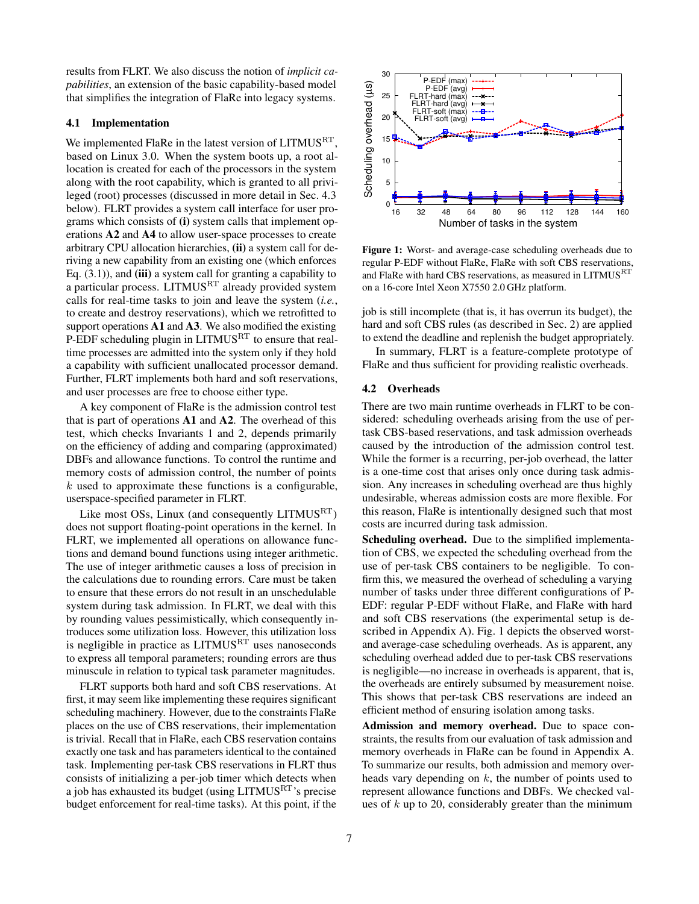results from FLRT. We also discuss the notion of *implicit capabilities*, an extension of the basic capability-based model that simplifies the integration of FlaRe into legacy systems.

### 4.1 Implementation

We implemented FlaRe in the latest version of LITMUS$^{\mathrm{RT}}$, based on Linux 3.0. When the system boots up, a root allocation is created for each of the processors in the system along with the root capability, which is granted to all privileged (root) processes (discussed in more detail in Sec. 4.3 below). FLRT provides a system call interface for user programs which consists of **(i)** system calls that implement operations **A2** and **A4** to allow user-space processes to create arbitrary CPU allocation hierarchies, **(ii)** a system call for deriving a new capability from an existing one (which enforces Eq. (3.1)), and **(iii)** a system call for granting a capability to a particular process. LITMUS$^{\mathrm{RT}}$ already provided system calls for real-time tasks to join and leave the system (*i.e.*, to create and destroy reservations), which we retrofitted to support operations **A1** and **A3**. We also modified the existing P-EDF scheduling plugin in LITMUS$^{\mathrm{RT}}$ to ensure that real-time processes are admitted into the system only if they hold a capability with sufficient unallocated processor demand. Further, FLRT implements both hard and soft reservations, and user processes are free to choose either type.

A key component of FlaRe is the admission control test that is part of operations **A1** and **A2**. The overhead of this test, which checks Invariants 1 and 2, depends primarily on the efficiency of adding and comparing (approximated) DBFs and allowance functions. To control the runtime and memory costs of admission control, the number of points $k$ used to approximate these functions is a configurable, userspace-specified parameter in FLRT.

Like most OSs, Linux (and consequently LITMUS$^{\mathrm{RT}}$) does not support floating-point operations in the kernel. In FLRT, we implemented all operations on allowance functions and demand bound functions using integer arithmetic. The use of integer arithmetic causes a loss of precision in the calculations due to rounding errors. Care must be taken to ensure that these errors do not result in an unschedulable system during task admission. In FLRT, we deal with this by rounding values pessimistically, which consequently introduces some utilization loss. However, this utilization loss is negligible in practice as LITMUS$^{\mathrm{RT}}$ uses nanoseconds to express all temporal parameters; rounding errors are thus minuscule in relation to typical task parameter magnitudes.

FLRT supports both hard and soft CBS reservations. At first, it may seem like implementing these requires significant scheduling machinery. However, due to the constraints FlaRe places on the use of CBS reservations, their implementation is trivial. Recall that in FlaRe, each CBS reservation contains exactly one task and has parameters identical to the contained task. Implementing per-task CBS reservations in FLRT thus consists of initializing a per-job timer which detects when a job has exhausted its budget (using LITMUS$^{\mathrm{RT}}$'s precise budget enforcement for real-time tasks). At this point, if the job is still incomplete (that is, it has overrun its budget), the hard and soft CBS rules (as described in Sec. 2) are applied to extend the deadline and replenish the budget appropriately.

In summary, FLRT is a feature-complete prototype of FlaRe and thus sufficient for providing realistic overheads.

**Figure 1:** Worst- and average-case scheduling overheads due to regular P-EDF without FlaRe, FlaRe with soft CBS reservations, and FlaRe with hard CBS reservations, as measured in LITMUS$^{\mathrm{RT}}$ on a 16-core Intel Xeon X7550 2.0 GHz platform.

### 4.2 Overheads

There are two main runtime overheads in FLRT to be considered: scheduling overheads arising from the use of per-task CBS-based reservations, and task admission overheads caused by the introduction of the admission control test. While the former is a recurring, per-job overhead, the latter is a one-time cost that arises only once during task admission. Any increases in scheduling overhead are thus highly undesirable, whereas admission costs are more flexible. For this reason, FlaRe is intentionally designed such that most costs are incurred during task admission.

**Scheduling overhead.** Due to the simplified implementation of CBS, we expected the scheduling overhead from the use of per-task CBS containers to be negligible. To confirm this, we measured the overhead of scheduling a varying number of tasks under three different configurations of P-EDF: regular P-EDF without FlaRe, and FlaRe with hard and soft CBS reservations (the experimental setup is described in Appendix A). Fig. 1 depicts the observed worst- and average-case scheduling overheads. As is apparent, any scheduling overhead added due to per-task CBS reservations is negligible—no increase in overheads is apparent, that is, the overheads are entirely subsumed by measurement noise. This shows that per-task CBS reservations are indeed an efficient method of ensuring isolation among tasks.

**Admission and memory overhead.** Due to space constraints, the results from our evaluation of task admission and memory overheads in FlaRe can be found in Appendix A. To summarize our results, both admission and memory overheads vary depending on $k$, the number of points used to represent allowance functions and DBFs. We checked values of $k$ up to 20, considerably greater than the minimum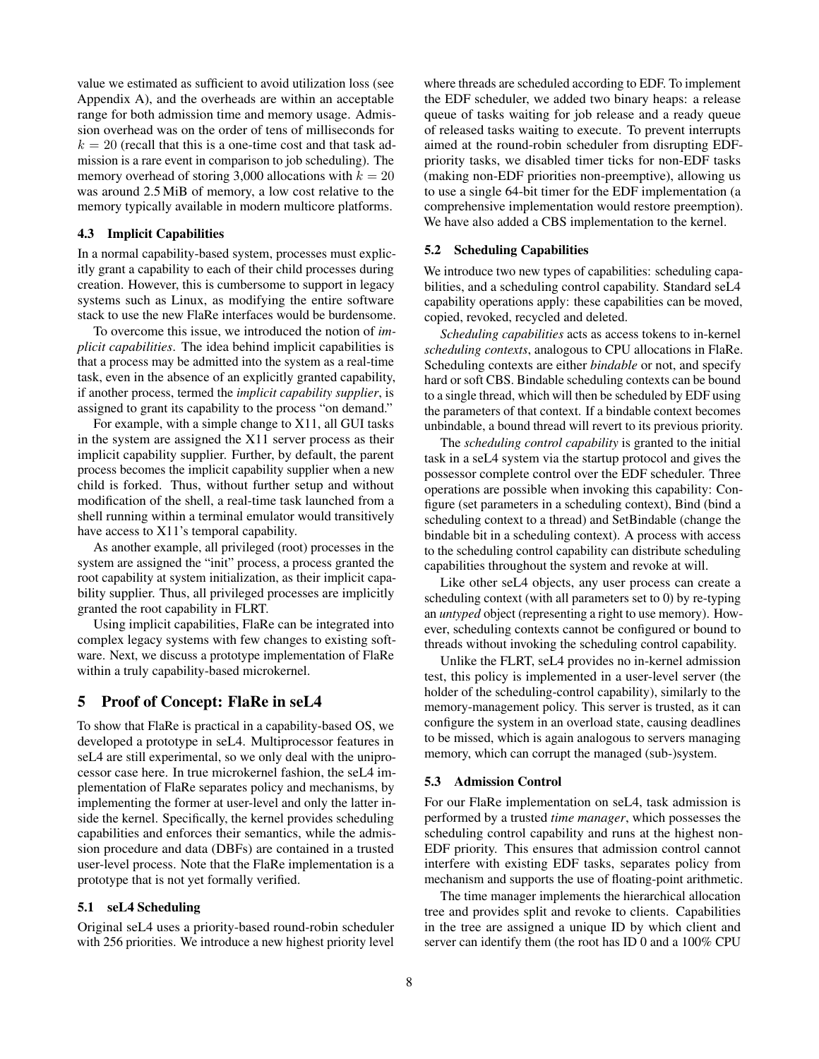value we estimated as sufficient to avoid utilization loss (see Appendix A), and the overheads are within an acceptable range for both admission time and memory usage. Admission overhead was on the order of tens of milliseconds for $k = 20$ (recall that this is a one-time cost and that task admission is a rare event in comparison to job scheduling). The memory overhead of storing 3,000 allocations with $k = 20$ was around 2.5 MiB of memory, a low cost relative to the memory typically available in modern multicore platforms.

### 4.3 Implicit Capabilities

In a normal capability-based system, processes must explicitly grant a capability to each of their child processes during creation. However, this is cumbersome to support in legacy systems such as Linux, as modifying the entire software stack to use the new FlaRe interfaces would be burdensome.

To overcome this issue, we introduced the notion of *implicit capabilities*. The idea behind implicit capabilities is that a process may be admitted into the system as a real-time task, even in the absence of an explicitly granted capability, if another process, termed the *implicit capability supplier*, is assigned to grant its capability to the process "on demand."

For example, with a simple change to X11, all GUI tasks in the system are assigned the X11 server process as their implicit capability supplier. Further, by default, the parent process becomes the implicit capability supplier when a new child is forked. Thus, without further setup and without modification of the shell, a real-time task launched from a shell running within a terminal emulator would transitively have access to X11's temporal capability.

As another example, all privileged (root) processes in the system are assigned the "init" process, a process granted the root capability at system initialization, as their implicit capability supplier. Thus, all privileged processes are implicitly granted the root capability in FLRT.

Using implicit capabilities, FlaRe can be integrated into complex legacy systems with few changes to existing software. Next, we discuss a prototype implementation of FlaRe within a truly capability-based microkernel.

## 5 Proof of Concept: FlaRe in seL4

To show that FlaRe is practical in a capability-based OS, we developed a prototype in seL4. Multiprocessor features in seL4 are still experimental, so we only deal with the uniprocessor case here. In true microkernel fashion, the seL4 implementation of FlaRe separates policy and mechanisms, by implementing the former at user-level and only the latter inside the kernel. Specifically, the kernel provides scheduling capabilities and enforces their semantics, while the admission procedure and data (DBFs) are contained in a trusted user-level process. Note that the FlaRe implementation is a prototype that is not yet formally verified.

### 5.1 seL4 Scheduling

Original seL4 uses a priority-based round-robin scheduler with 256 priorities. We introduce a new highest priority level where threads are scheduled according to EDF. To implement the EDF scheduler, we added two binary heaps: a release queue of tasks waiting for job release and a ready queue of released tasks waiting to execute. To prevent interrupts aimed at the round-robin scheduler from disrupting EDF-priority tasks, we disabled timer ticks for non-EDF tasks (making non-EDF priorities non-preemptive), allowing us to use a single 64-bit timer for the EDF implementation (a comprehensive implementation would restore preemption). We have also added a CBS implementation to the kernel.

### 5.2 Scheduling Capabilities

We introduce two new types of capabilities: scheduling capabilities, and a scheduling control capability. Standard seL4 capability operations apply: these capabilities can be moved, copied, revoked, recycled and deleted.

*Scheduling capabilities* acts as access tokens to in-kernel *scheduling contexts*, analogous to CPU allocations in FlaRe. Scheduling contexts are either *bindable* or not, and specify hard or soft CBS. Bindable scheduling contexts can be bound to a single thread, which will then be scheduled by EDF using the parameters of that context. If a bindable context becomes unbindable, a bound thread will revert to its previous priority.

The *scheduling control capability* is granted to the initial task in a seL4 system via the startup protocol and gives the possessor complete control over the EDF scheduler. Three operations are possible when invoking this capability: Configure (set parameters in a scheduling context), Bind (bind a scheduling context to a thread) and SetBindable (change the bindable bit in a scheduling context). A process with access to the scheduling control capability can distribute scheduling capabilities throughout the system and revoke at will.

Like other seL4 objects, any user process can create a scheduling context (with all parameters set to 0) by re-typing an *untyped* object (representing a right to use memory). However, scheduling contexts cannot be configured or bound to threads without invoking the scheduling control capability.

Unlike the FLRT, seL4 provides no in-kernel admission test, this policy is implemented in a user-level server (the holder of the scheduling-control capability), similarly to the memory-management policy. This server is trusted, as it can configure the system in an overload state, causing deadlines to be missed, which is again analogous to servers managing memory, which can corrupt the managed (sub-)system.

### 5.3 Admission Control

For our FlaRe implementation on seL4, task admission is performed by a trusted *time manager*, which possesses the scheduling control capability and runs at the highest non-EDF priority. This ensures that admission control cannot interfere with existing EDF tasks, separates policy from mechanism and supports the use of floating-point arithmetic.

The time manager implements the hierarchical allocation tree and provides split and revoke to clients. Capabilities in the tree are assigned a unique ID by which client and server can identify them (the root has ID 0 and a 100% CPU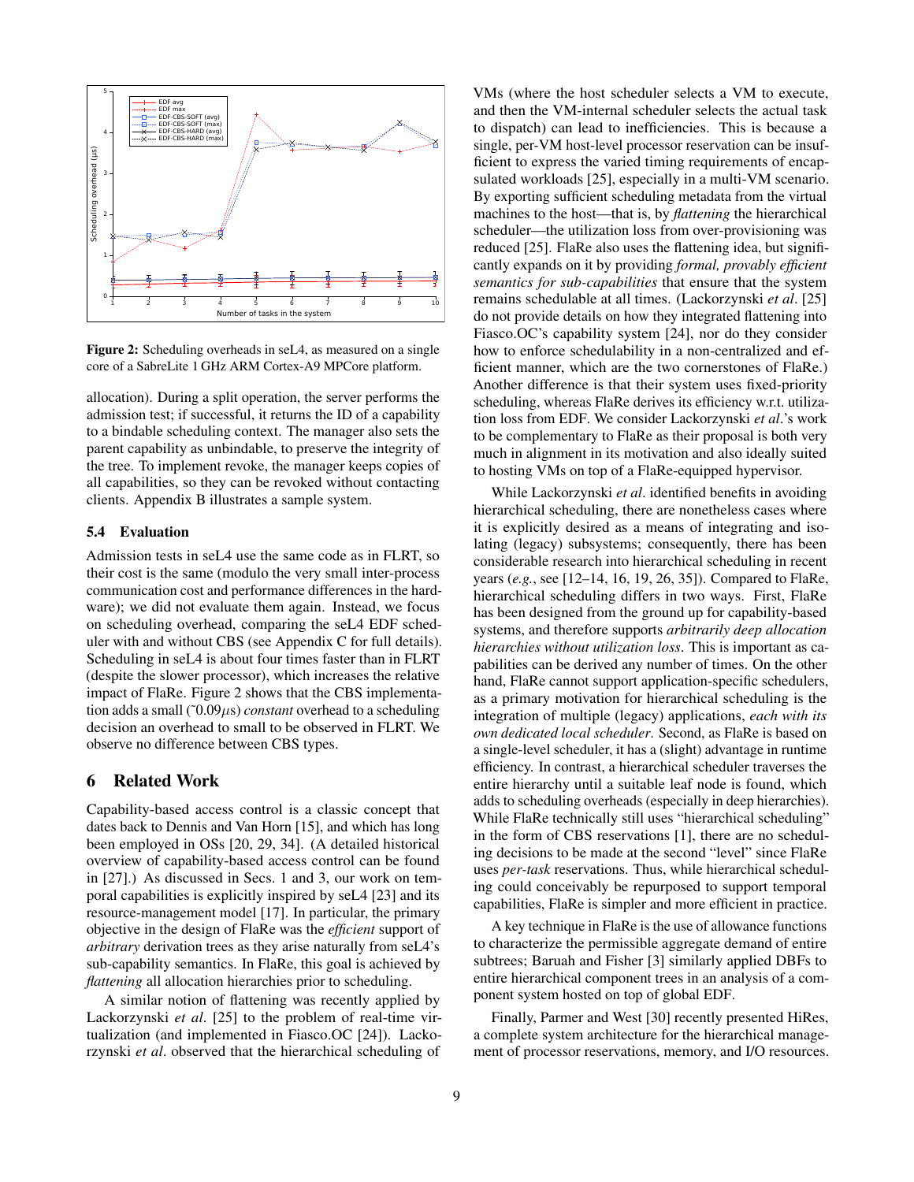**Figure 2:** Scheduling overheads in seL4, as measured on a single core of a SabreLite 1 GHz ARM Cortex-A9 MPCore platform.

allocation). During a split operation, the server performs the admission test; if successful, it returns the ID of a capability to a bindable scheduling context. The manager also sets the parent capability as unbindable, to preserve the integrity of the tree. To implement revoke, the manager keeps copies of all capabilities, so they can be revoked without contacting clients. Appendix B illustrates a sample system.

### 5.4 Evaluation

Admission tests in seL4 use the same code as in FLRT, so their cost is the same (modulo the very small inter-process communication cost and performance differences in the hardware); we did not evaluate them again. Instead, we focus on scheduling overhead, comparing the seL4 EDF scheduler with and without CBS (see Appendix C for full details). Scheduling in seL4 is about four times faster than in FLRT (despite the slower processor), which increases the relative impact of FlaRe. Figure 2 shows that the CBS implementation adds a small (~0.09$\mu$s) *constant* overhead to a scheduling decision an overhead to small to be observed in FLRT. We observe no difference between CBS types.

## 6 Related Work

Capability-based access control is a classic concept that dates back to Dennis and Van Horn [15], and which has long been employed in OSs [20, 29, 34]. (A detailed historical overview of capability-based access control can be found in [27].) As discussed in Secs. 1 and 3, our work on temporal capabilities is explicitly inspired by seL4 [23] and its resource-management model [17]. In particular, the primary objective in the design of FlaRe was the *efficient* support of *arbitrary* derivation trees as they arise naturally from seL4's sub-capability semantics. In FlaRe, this goal is achieved by *flattening* all allocation hierarchies prior to scheduling.

A similar notion of flattening was recently applied by Lackorzynski *et al*. [25] to the problem of real-time virtualization (and implemented in Fiasco.OC [24]). Lackorzynski *et al*. observed that the hierarchical scheduling of VMs (where the host scheduler selects a VM to execute, and then the VM-internal scheduler selects the actual task to dispatch) can lead to inefficiencies. This is because a single, per-VM host-level processor reservation can be insufficient to express the varied timing requirements of encapsulated workloads [25], especially in a multi-VM scenario. By exporting sufficient scheduling metadata from the virtual machines to the host—that is, by *flattening* the hierarchical scheduler—the utilization loss from over-provisioning was reduced [25]. FlaRe also uses the flattening idea, but significantly expands on it by providing *formal, provably efficient semantics for sub-capabilities* that ensure that the system remains schedulable at all times. (Lackorzynski *et al*. [25] do not provide details on how they integrated flattening into Fiasco.OC's capability system [24], nor do they consider how to enforce schedulability in a non-centralized and efficient manner, which are the two cornerstones of FlaRe.) Another difference is that their system uses fixed-priority scheduling, whereas FlaRe derives its efficiency w.r.t. utilization loss from EDF. We consider Lackorzynski *et al*.'s work to be complementary to FlaRe as their proposal is both very much in alignment in its motivation and also ideally suited to hosting VMs on top of a FlaRe-equipped hypervisor.

While Lackorzynski *et al*. identified benefits in avoiding hierarchical scheduling, there are nonetheless cases where it is explicitly desired as a means of integrating and isolating (legacy) subsystems; consequently, there has been considerable research into hierarchical scheduling in recent years (*e.g.*, see [12–14, 16, 19, 26, 35]). Compared to FlaRe, hierarchical scheduling differs in two ways. First, FlaRe has been designed from the ground up for capability-based systems, and therefore supports *arbitrarily deep allocation hierarchies without utilization loss*. This is important as capabilities can be derived any number of times. On the other hand, FlaRe cannot support application-specific schedulers, as a primary motivation for hierarchical scheduling is the integration of multiple (legacy) applications, *each with its own dedicated local scheduler*. Second, as FlaRe is based on a single-level scheduler, it has a (slight) advantage in runtime efficiency. In contrast, a hierarchical scheduler traverses the entire hierarchy until a suitable leaf node is found, which adds to scheduling overheads (especially in deep hierarchies). While FlaRe technically still uses "hierarchical scheduling" in the form of CBS reservations [1], there are no scheduling decisions to be made at the second "level" since FlaRe uses *per-task* reservations. Thus, while hierarchical scheduling could conceivably be repurposed to support temporal capabilities, FlaRe is simpler and more efficient in practice.

A key technique in FlaRe is the use of allowance functions to characterize the permissible aggregate demand of entire subtrees; Baruah and Fisher [3] similarly applied DBFs to entire hierarchical component trees in an analysis of a component system hosted on top of global EDF.

Finally, Parmer and West [30] recently presented HiRes, a complete system architecture for the hierarchical management of processor reservations, memory, and I/O resources.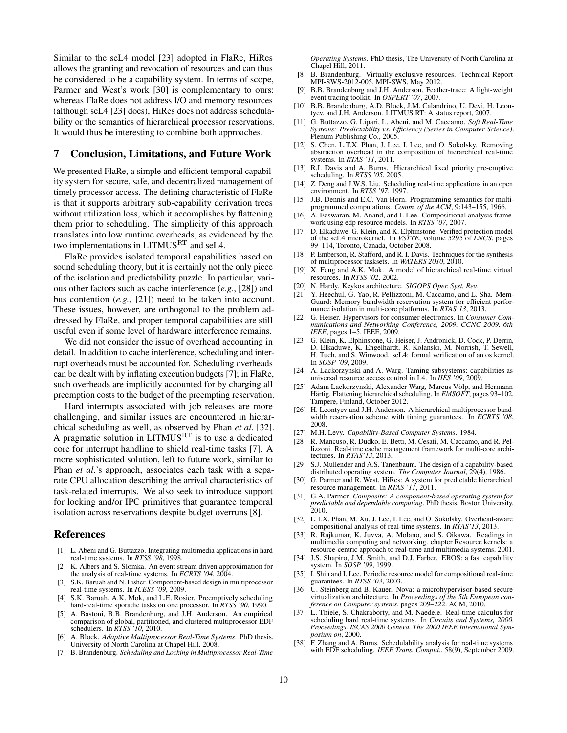Similar to the seL4 model [23] adopted in FlaRe, HiRes allows the granting and revocation of resources and can thus be considered to be a capability system. In terms of scope, Parmer and West's work [30] is complementary to ours: whereas FlaRe does not address I/O and memory resources (although seL4 [23] does), HiRes does not address schedulability or the semantics of hierarchical processor reservations. It would thus be interesting to combine both approaches.

## 7 Conclusion, Limitations, and Future Work

We presented FlaRe, a simple and efficient temporal capability system for secure, safe, and decentralized management of timely processor access. The defining characteristic of FlaRe is that it supports arbitrary sub-capability derivation trees without utilization loss, which it accomplishes by flattening them prior to scheduling. The simplicity of this approach translates into low runtime overheads, as evidenced by the two implementations in LITMUS$^{\mathrm{RT}}$ and seL4.

FlaRe provides isolated temporal capabilities based on sound scheduling theory, but it is certainly not the only piece of the isolation and predictability puzzle. In particular, various other factors such as cache interference (*e.g.*, [28]) and bus contention (*e.g.*, [21]) need to be taken into account. These issues, however, are orthogonal to the problem addressed by FlaRe, and proper temporal capabilities are still useful even if some level of hardware interference remains.

We did not consider the issue of overhead accounting in detail. In addition to cache interference, scheduling and interrupt overheads must be accounted for. Scheduling overheads can be dealt with by inflating execution budgets [7]; in FlaRe, such overheads are implicitly accounted for by charging all preemption costs to the budget of the preempting reservation.

Hard interrupts associated with job releases are more challenging, and similar issues are encountered in hierarchical scheduling as well, as observed by Phan *et al*. [32]. A pragmatic solution in LITMUS$^{\mathrm{RT}}$ is to use a dedicated core for interrupt handling to shield real-time tasks [7]. A more sophisticated solution, left to future work, similar to Phan *et al*.'s approach, associates each task with a separate CPU allocation describing the arrival characteristics of task-related interrupts. We also seek to introduce support for locking and/or IPC primitives that guarantee temporal isolation across reservations despite budget overruns [8].

## References

- [1] L. Abeni and G. Buttazzo. Integrating multimedia applications in hard real-time systems. In *RTSS '98*, 1998.
- [2] K. Albers and S. Slomka. An event stream driven approximation for the analysis of real-time systems. In *ECRTS '04*, 2004.
- [3] S.K. Baruah and N. Fisher. Component-based design in multiprocessor real-time systems. In *ICESS '09*, 2009.
- [4] S.K. Baruah, A.K. Mok, and L.E. Rosier. Preemptively scheduling hard-real-time sporadic tasks on one processor. In *RTSS '90*, 1990.
- [5] A. Bastoni, B.B. Brandenburg, and J.H. Anderson. An empirical comparison of global, partitioned, and clustered multiprocessor EDF schedulers. In *RTSS '10*, 2010.
- [6] A. Block. *Adaptive Multiprocessor Real-Time Systems*. PhD thesis, University of North Carolina at Chapel Hill, 2008.
- [7] B. Brandenburg. *Scheduling and Locking in Multiprocessor Real-Time Operating Systems*. PhD thesis, The University of North Carolina at Chapel Hill, 2011.
- [8] B. Brandenburg. Virtually exclusive resources. Technical Report MPI-SWS-2012-005, MPI-SWS, May 2012.
- [9] B.B. Brandenburg and J.H. Anderson. Feather-trace: A light-weight event tracing toolkit. In *OSPERT '07*, 2007.
- [10] B.B. Brandenburg, A.D. Block, J.M. Calandrino, U. Devi, H. Leontyev, and J.H. Anderson. LITMUS RT: A status report, 2007.
- [11] G. Buttazzo, G. Lipari, L. Abeni, and M. Caccamo. *Soft Real-Time Systems: Predictability vs. Efficiency (Series in Computer Science)*. Plenum Publishing Co., 2005.
- [12] S. Chen, L.T.X. Phan, J. Lee, I. Lee, and O. Sokolsky. Removing abstraction overhead in the composition of hierarchical real-time systems. In *RTAS '11*, 2011.
- [13] R.I. Davis and A. Burns. Hierarchical fixed priority pre-emptive scheduling. In *RTSS '05*, 2005.
- [14] Z. Deng and J.W.S. Liu. Scheduling real-time applications in an open environment. In *RTSS '97*, 1997.
- [15] J.B. Dennis and E.C. Van Horn. Programming semantics for multiprogrammed computations. *Comm. of the ACM*, 9:143–155, 1966.
- [16] A. Easwaran, M. Anand, and I. Lee. Compositional analysis framework using edp resource models. In *RTSS '07*, 2007.
- [17] D. Elkaduwe, G. Klein, and K. Elphinstone. Verified protection model of the seL4 microkernel. In *VSTTE*, volume 5295 of *LNCS*, pages 99–114, Toronto, Canada, October 2008.
- [18] P. Emberson, R. Stafford, and R. I. Davis. Techniques for the synthesis of multiprocessor tasksets. In *WATERS 2010*, 2010.
- [19] X. Feng and A.K. Mok. A model of hierarchical real-time virtual resources. In *RTSS '02*, 2002.
- [20] N. Hardy. Keykos architecture. *SIGOPS Oper. Syst. Rev.*
- [21] Y. Heechul, G. Yao, R. Pellizzoni, M. Caccamo, and L. Sha. Mem-Guard: Memory bandwidth reservation system for efficient performance isolation in multi-core platforms. In *RTAS'13*, 2013.
- [22] G. Heiser. Hypervisors for consumer electronics. In *Consumer Communications and Networking Conference, 2009. CCNC 2009. 6th IEEE*, pages 1–5. IEEE, 2009.
- [23] G. Klein, K. Elphinstone, G. Heiser, J. Andronick, D. Cock, P. Derrin, D. Elkaduwe, K. Engelhardt, R. Kolanski, M. Norrish, T. Sewell, H. Tuch, and S. Winwood. seL4: formal verification of an os kernel. In *SOSP '09*, 2009.
- [24] A. Lackorzynski and A. Warg. Taming subsystems: capabilities as universal resource access control in L4. In *IIES '09*, 2009.
- [25] Adam Lackorzynski, Alexander Warg, Marcus Völp, and Hermann Härtig. Flattening hierarchical scheduling. In *EMSOFT*, pages 93–102, Tampere, Finland, October 2012.
- [26] H. Leontyev and J.H. Anderson. A hierarchical multiprocessor bandwidth reservation scheme with timing guarantees. In *ECRTS '08*, 2008.
- [27] M.H. Levy. *Capability-Based Computer Systems*. 1984.
- [28] R. Mancuso, R. Dudko, E. Betti, M. Cesati, M. Caccamo, and R. Pellizzoni. Real-time cache management framework for multi-core architectures. In *RTAS'13*, 2013.
- [29] S.J. Mullender and A.S. Tanenbaum. The design of a capability-based distributed operating system. *The Computer Journal*, 29(4), 1986.
- [30] G. Parmer and R. West. HiRes: A system for predictable hierarchical resource management. In *RTAS '11*, 2011.
- [31] G.A. Parmer. *Composite: A component-based operating system for predictable and dependable computing*. PhD thesis, Boston University, 2010.
- [32] L.T.X. Phan, M. Xu, J. Lee, I. Lee, and O. Sokolsky. Overhead-aware compositional analysis of real-time systems. In *RTAS'13*, 2013.
- [33] R. Rajkumar, K. Juvva, A. Molano, and S. Oikawa. Readings in multimedia computing and networking. chapter Resource kernels: a resource-centric approach to real-time and multimedia systems. 2001.
- [34] J.S. Shapiro, J.M. Smith, and D.J. Farber. EROS: a fast capability system. In *SOSP '99*, 1999.
- [35] I. Shin and I. Lee. Periodic resource model for compositional real-time guarantees. In *RTSS '03*, 2003.
- [36] U. Steinberg and B. Kauer. Nova: a microhypervisor-based secure virtualization architecture. In *Proceedings of the 5th European conference on Computer systems*, pages 209–222. ACM, 2010.
- [37] L. Thiele, S. Chakraborty, and M. Naedele. Real-time calculus for scheduling hard real-time systems. In *Circuits and Systems, 2000. Proceedings. ISCAS 2000 Geneva. The 2000 IEEE International Symposium on*, 2000.
- [38] F. Zhang and A. Burns. Schedulability analysis for real-time systems with EDF scheduling. *IEEE Trans. Comput.*, 58(9), September 2009.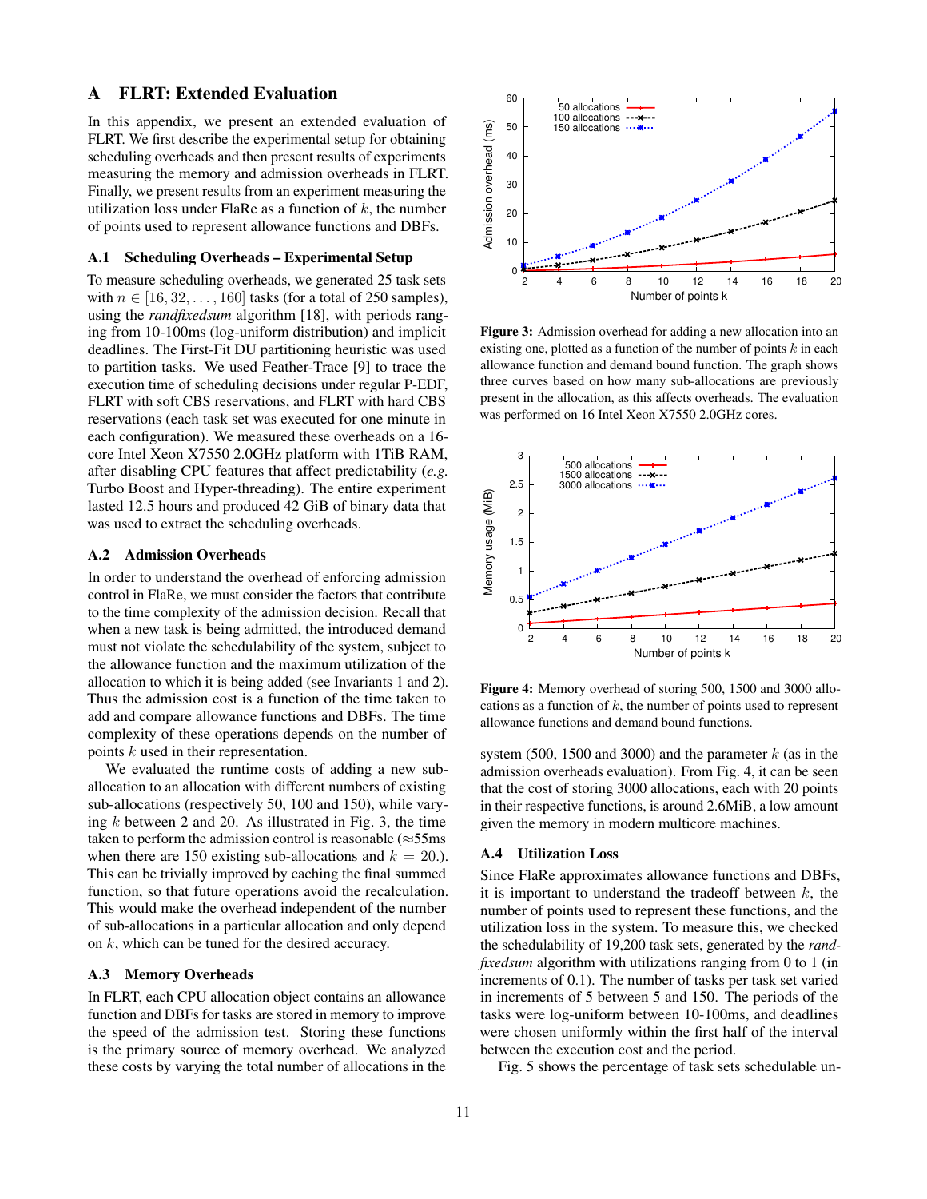# A FLRT: Extended Evaluation

In this appendix, we present an extended evaluation of FLRT. We first describe the experimental setup for obtaining scheduling overheads and then present results of experiments measuring the memory and admission overheads in FLRT. Finally, we present results from an experiment measuring the utilization loss under FlaRe as a function of $k$, the number of points used to represent allowance functions and DBFs.

## A.1 Scheduling Overheads – Experimental Setup

To measure scheduling overheads, we generated 25 task sets with $n \in [16, 32, \ldots, 160]$ tasks (for a total of 250 samples), using the *randfixedsum* algorithm [18], with periods ranging from 10-100ms (log-uniform distribution) and implicit deadlines. The First-Fit DU partitioning heuristic was used to partition tasks. We used Feather-Trace [9] to trace the execution time of scheduling decisions under regular P-EDF, FLRT with soft CBS reservations, and FLRT with hard CBS reservations (each task set was executed for one minute in each configuration). We measured these overheads on a 16-core Intel Xeon X7550 2.0GHz platform with 1TiB RAM, after disabling CPU features that affect predictability (*e.g.* Turbo Boost and Hyper-threading). The entire experiment lasted 12.5 hours and produced 42 GiB of binary data that was used to extract the scheduling overheads.

## A.2 Admission Overheads

In order to understand the overhead of enforcing admission control in FlaRe, we must consider the factors that contribute to the time complexity of the admission decision. Recall that when a new task is being admitted, the introduced demand must not violate the schedulability of the system, subject to the allowance function and the maximum utilization of the allocation to which it is being added (see Invariants 1 and 2). Thus the admission cost is a function of the time taken to add and compare allowance functions and DBFs. The time complexity of these operations depends on the number of points $k$ used in their representation.

We evaluated the runtime costs of adding a new sub-allocation to an allocation with different numbers of existing sub-allocations (respectively 50, 100 and 150), while varying $k$ between 2 and 20. As illustrated in Fig. 3, the time taken to perform the admission control is reasonable ($\approx$55ms when there are 150 existing sub-allocations and $k = 20$.). This can be trivially improved by caching the final summed function, so that future operations avoid the recalculation. This would make the overhead independent of the number of sub-allocations in a particular allocation and only depend on $k$, which can be tuned for the desired accuracy.

## A.3 Memory Overheads

In FLRT, each CPU allocation object contains an allowance function and DBFs for tasks are stored in memory to improve the speed of the admission test. Storing these functions is the primary source of memory overhead. We analyzed these costs by varying the total number of allocations in the system (500, 1500 and 3000) and the parameter $k$ (as in the admission overheads evaluation). From Fig. 4, it can be seen that the cost of storing 3000 allocations, each with 20 points in their respective functions, is around 2.6MiB, a low amount given the memory in modern multicore machines.

**Figure 3:** Admission overhead for adding a new allocation into an existing one, plotted as a function of the number of points $k$ in each allowance function and demand bound function. The graph shows three curves based on how many sub-allocations are previously present in the allocation, as this affects overheads. The evaluation was performed on 16 Intel Xeon X7550 2.0GHz cores.

**Figure 4:** Memory overhead of storing 500, 1500 and 3000 allocations as a function of $k$, the number of points used to represent allowance functions and demand bound functions.

## A.4 Utilization Loss

Since FlaRe approximates allowance functions and DBFs, it is important to understand the tradeoff between $k$, the number of points used to represent these functions, and the utilization loss in the system. To measure this, we checked the schedulability of 19,200 task sets, generated by the *randfixedsum* algorithm with utilizations ranging from 0 to 1 (in increments of 0.1). The number of tasks per task set varied in increments of 5 between 5 and 150. The periods of the tasks were log-uniform between 10-100ms, and deadlines were chosen uniformly within the first half of the interval between the execution cost and the period.

Fig. 5 shows the percentage of task sets schedulable un-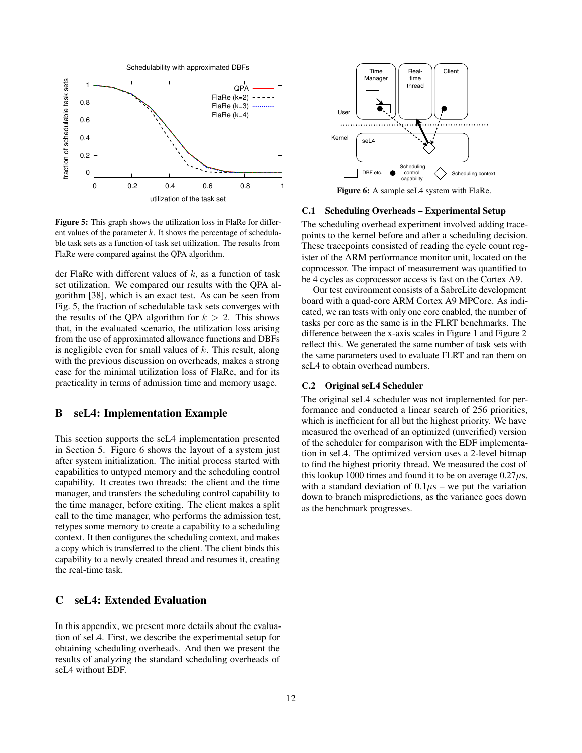Schedulability with approximated DBFs

fraction of schedulable task sets

utilization of the task set

QPA

FlaRe (k=2)

FlaRe (k=3)

FlaRe (k=4)

1
0.8
0.6
0.4
0.2
0

0
0.2
0.4
0.6
0.8
1

**Figure 5:** This graph shows the utilization loss in FlaRe for different values of the parameter $k$. It shows the percentage of schedulable task sets as a function of task set utilization. The results from FlaRe were compared against the QPA algorithm.

der FlaRe with different values of $k$, as a function of task set utilization. We compared our results with the QPA algorithm [38], which is an exact test. As can be seen from Fig. 5, the fraction of schedulable task sets converges with the results of the QPA algorithm for $k > 2$. This shows that, in the evaluated scenario, the utilization loss arising from the use of approximated allowance functions and DBFs is negligible even for small values of $k$. This result, along with the previous discussion on overheads, makes a strong case for the minimal utilization loss of FlaRe, and for its practicality in terms of admission time and memory usage.

# B seL4: Implementation Example

This section supports the seL4 implementation presented in Section 5. Figure 6 shows the layout of a system just after system initialization. The initial process started with capabilities to untyped memory and the scheduling control capability. It creates two threads: the client and the time manager, and transfers the scheduling control capability to the time manager, before exiting. The client makes a split call to the time manager, who performs the admission test, retypes some memory to create a capability to a scheduling context. It then configures the scheduling context, and makes a copy which is transferred to the client. The client binds this capability to a newly created thread and resumes it, creating the real-time task.

# C seL4: Extended Evaluation

In this appendix, we present more details about the evaluation of seL4. First, we describe the experimental setup for obtaining scheduling overheads. And then we present the results of analyzing the standard scheduling overheads of seL4 without EDF.

Time Manager

Real-time thread

Client

User

Kernel

seL4

DBF etc.

Scheduling control capability

Scheduling context

**Figure 6:** A sample seL4 system with FlaRe.

## C.1 Scheduling Overheads – Experimental Setup

The scheduling overhead experiment involved adding tracepoints to the kernel before and after a scheduling decision. These tracepoints consisted of reading the cycle count register of the ARM performance monitor unit, located on the coprocessor. The impact of measurement was quantified to be 4 cycles as coprocessor access is fast on the Cortex A9.

Our test environment consists of a SabreLite development board with a quad-core ARM Cortex A9 MPCore. As indicated, we ran tests with only one core enabled, the number of tasks per core as the same is in the FLRT benchmarks. The difference between the x-axis scales in Figure 1 and Figure 2 reflect this. We generated the same number of task sets with the same parameters used to evaluate FLRT and ran them on seL4 to obtain overhead numbers.

## C.2 Original seL4 Scheduler

The original seL4 scheduler was not implemented for performance and conducted a linear search of 256 priorities, which is inefficient for all but the highest priority. We have measured the overhead of an optimized (unverified) version of the scheduler for comparison with the EDF implementation in seL4. The optimized version uses a 2-level bitmap to find the highest priority thread. We measured the cost of this lookup 1000 times and found it to be on average $0.27\mu$s, with a standard deviation of $0.1\mu$s – we put the variation down to branch mispredictions, as the variance goes down as the benchmark progresses.